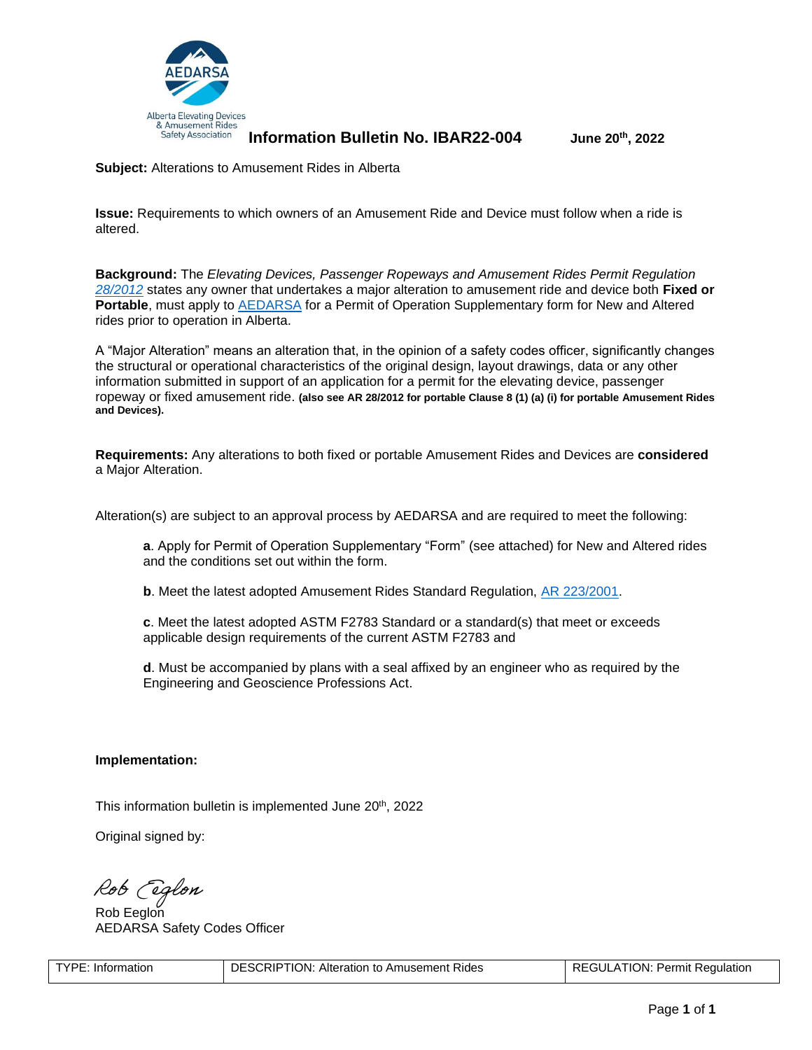Alberta Elevating Devices & Amusement Rides Safety Association

# Information Bulletin No. IBAR22-004

**June 20th, 2022**

**Subject:** Alterations to Amusement Rides in Alberta

**Issue:** Requirements to which owners of an Amusement Ride and Device must follow when a ride is altered.

**Background:** The *Elevating Devices, Passenger Ropeways and Amusement Rides Permit Regulation* *28/2012* states any owner that undertakes a major alteration to amusement ride and device both **Fixed or Portable**, must apply to AEDARSA for a Permit of Operation Supplementary form for New and Altered rides prior to operation in Alberta.

A "Major Alteration" means an alteration that, in the opinion of a safety codes officer, significantly changes the structural or operational characteristics of the original design, layout drawings, data or any other information submitted in support of an application for a permit for the elevating device, passenger ropeway or fixed amusement ride. **(also see AR 28/2012 for portable Clause 8 (1) (a) (i) for portable Amusement Rides and Devices).**

**Requirements:** Any alterations to both fixed or portable Amusement Rides and Devices are **considered** a Major Alteration.

Alteration(s) are subject to an approval process by AEDARSA and are required to meet the following:

**a**. Apply for Permit of Operation Supplementary "Form" (see attached) for New and Altered rides and the conditions set out within the form.

**b**. Meet the latest adopted Amusement Rides Standard Regulation, AR 223/2001.

**c**. Meet the latest adopted ASTM F2783 Standard or a standard(s) that meet or exceeds applicable design requirements of the current ASTM F2783 and

**d**. Must be accompanied by plans with a seal affixed by an engineer who as required by the Engineering and Geoscience Professions Act.

**Implementation:**

This information bulletin is implemented June 20th, 2022

Original signed by:

Rob Eeglon
Rob Eeglon
AEDARSA Safety Codes Officer

| TYPE: Information | DESCRIPTION: Alteration to Amusement Rides | REGULATION: Permit Regulation |
|---|---|---|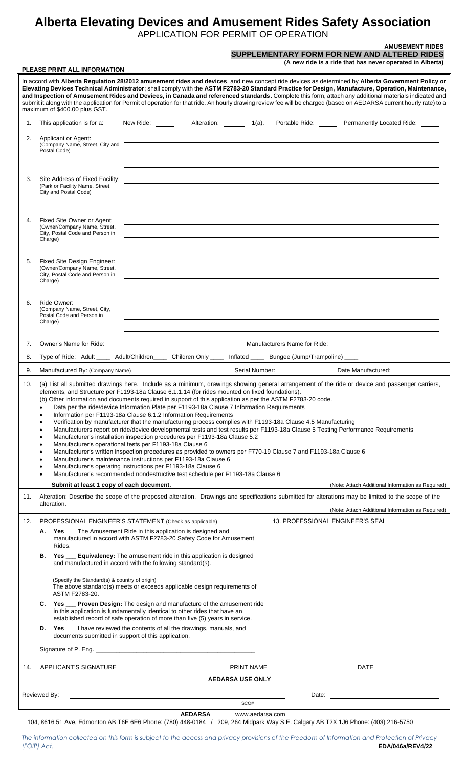# Alberta Elevating Devices and Amusement Rides Safety Association

APPLICATION FOR PERMIT OF OPERATION

**AMUSEMENT RIDES**

**SUPPLEMENTARY FORM FOR NEW AND ALTERED RIDES**

**(A new ride is a ride that has never operated in Alberta)**

**PLEASE PRINT ALL INFORMATION**

In accord with **Alberta Regulation 28/2012 amusement rides and devices**, and new concept ride devices as determined by **Alberta Government Policy or Elevating Devices Technical Administrator**; shall comply with the **ASTM F2783-20 Standard Practice for Design, Manufacture, Operation, Maintenance, and Inspection of Amusement Rides and Devices, in Canada and referenced standards.** Complete this form, attach any additional materials indicated and submit it along with the application for Permit of operation for that ride. An hourly drawing review fee will be charged (based on AEDARSA current hourly rate) to a maximum of $400.00 plus GST.

1. This application is for a: New Ride: _____ Alteration: _______ 1(a). Portable Ride: _____ Permanently Located Ride: _____

2. Applicant or Agent: (Company Name, Street, City and Postal Code) ______________________________

3. Site Address of Fixed Facility: (Park or Facility Name, Street, City and Postal Code) ______________________________

4. Fixed Site Owner or Agent: (Owner/Company Name, Street, City, Postal Code and Person in Charge) ______________________________

5. Fixed Site Design Engineer: (Owner/Company Name, Street, City, Postal Code and Person in Charge) ______________________________

6. Ride Owner: (Company Name, Street, City, Postal Code and Person in Charge) ______________________________

7. Owner's Name for Ride: ______________ Manufacturers Name for Ride: ______________

8. Type of Ride: Adult ____ Adult/Children____ Children Only ____ Inflated ____ Bungee (Jump/Trampoline) ____

9. Manufactured By: (Company Name) ______________ Serial Number: ______________ Date Manufactured: ______________

10. (a) List all submitted drawings here. Include as a minimum, drawings showing general arrangement of the ride or device and passenger carriers, elements, and Structure per F1193-18a Clause 6.1.1.14 (for rides mounted on fixed foundations).
    (b) Other information and documents required in support of this application as per the ASTM F2783-20-code.
    - Data per the ride/device Information Plate per F1193-18a Clause 7 Information Requirements
    - Information per F1193-18a Clause 6.1.2 Information Requirements
    - Verification by manufacturer that the manufacturing process complies with F1193-18a Clause 4.5 Manufacturing
    - Manufacturers report on ride/device developmental tests and test results per F1193-18a Clause 5 Testing Performance Requirements
    - Manufacturer's installation inspection procedures per F1193-18a Clause 5.2
    - Manufacturer's operational tests per F1193-18a Clause 6
    - Manufacturer's written inspection procedures as provided to owners per F770-19 Clause 7 and F1193-18a Clause 6
    - Manufacturer's maintenance instructions per F1193-18a Clause 6
    - Manufacturer's operating instructions per F1193-18a Clause 6
    - Manufacturer's recommended nondestructive test schedule per F1193-18a Clause 6

    **Submit at least 1 copy of each document.** (Note: Attach Additional Information as Required)

11. Alteration: Describe the scope of the proposed alteration. Drawings and specifications submitted for alterations may be limited to the scope of the alteration.

    (Note: Attach Additional Information as Required)

12. PROFESSIONAL ENGINEER'S STATEMENT (Check as applicable)

    **A. Yes** ___ The Amusement Ride in this application is designed and manufactured in accord with ASTM F2783-20 Safety Code for Amusement Rides.

    **B. Yes** ___ **Equivalency:** The amusement ride in this application is designed and manufactured in accord with the following standard(s).

    ______________________________
    (Specify the Standard(s) & country of origin)
    The above standard(s) meets or exceeds applicable design requirements of ASTM F2783-20.

    **C. Yes** ___ **Proven Design:** The design and manufacture of the amusement ride in this application is fundamentally identical to other rides that have an established record of safe operation of more than five (5) years in service.

    **D. Yes** ___ I have reviewed the contents of all the drawings, manuals, and documents submitted in support of this application.

    Signature of P. Eng. ______________________________

13. PROFESSIONAL ENGINEER'S SEAL

14. APPLICANT'S SIGNATURE ______________ PRINT NAME ______________ DATE ______________

**AEDARSA USE ONLY**

Reviewed By: ______________________________ Date: ______________

SCO#

**AEDARSA** www.aedarsa.com

104, 8616 51 Ave, Edmonton AB T6E 6E6 Phone: (780) 448-0184 / 209, 264 Midpark Way S.E. Calgary AB T2X 1J6 Phone: (403) 216-5750

*The information collected on this form is subject to the access and privacy provisions of the Freedom of Information and Protection of Privacy (FOIP) Act.*

**EDA/046a/REV4/22**